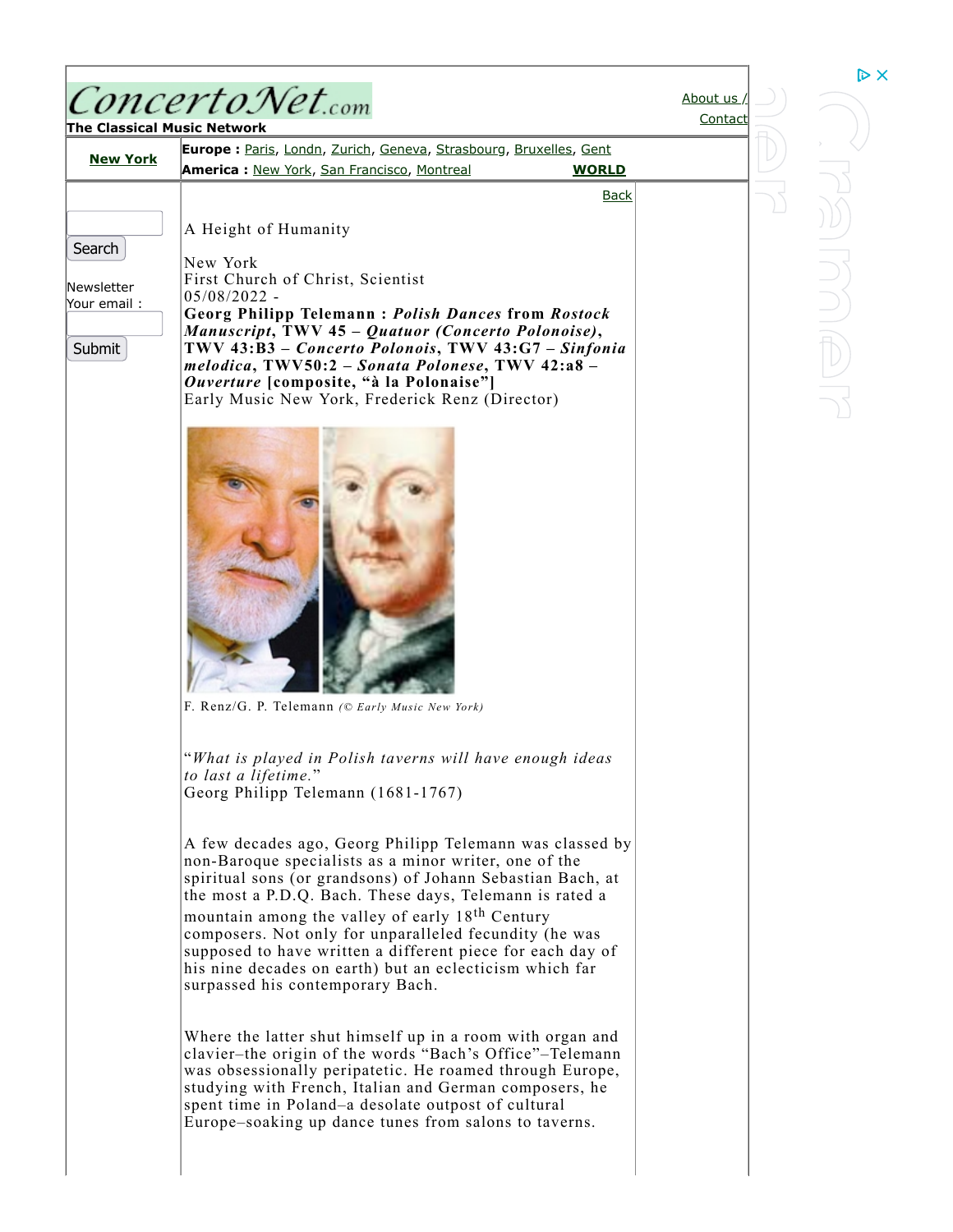# A Height of Humanity

New York
First Church of Christ, Scientist
05/08/2022 -
**Georg Philipp Telemann : *Polish Dances* from *Rostock Manuscript*, TWV 45 – *Quatuor (Concerto Polonoise)*, TWV 43:B3 – *Concerto Polonois*, TWV 43:G7 – *Sinfonia melodica*, TWV50:2 – *Sonata Polonese*, TWV 42:a8 – *Ouverture* [composite, "à la Polonaise"]**
Early Music New York, Frederick Renz (Director)

F. Renz/G. P. Telemann *(© Early Music New York)*

"*What is played in Polish taverns will have enough ideas to last a lifetime.*"
Georg Philipp Telemann (1681-1767)

A few decades ago, Georg Philipp Telemann was classed by non-Baroque specialists as a minor writer, one of the spiritual sons (or grandsons) of Johann Sebastian Bach, at the most a P.D.Q. Bach. These days, Telemann is rated a mountain among the valley of early 18th Century composers. Not only for unparalleled fecundity (he was supposed to have written a different piece for each day of his nine decades on earth) but an eclecticism which far surpassed his contemporary Bach.

Where the latter shut himself up in a room with organ and clavier–the origin of the words "Bach's Office"–Telemann was obsessionally peripatetic. He roamed through Europe, studying with French, Italian and German composers, he spent time in Poland–a desolate outpost of cultural Europe–soaking up dance tunes from salons to taverns.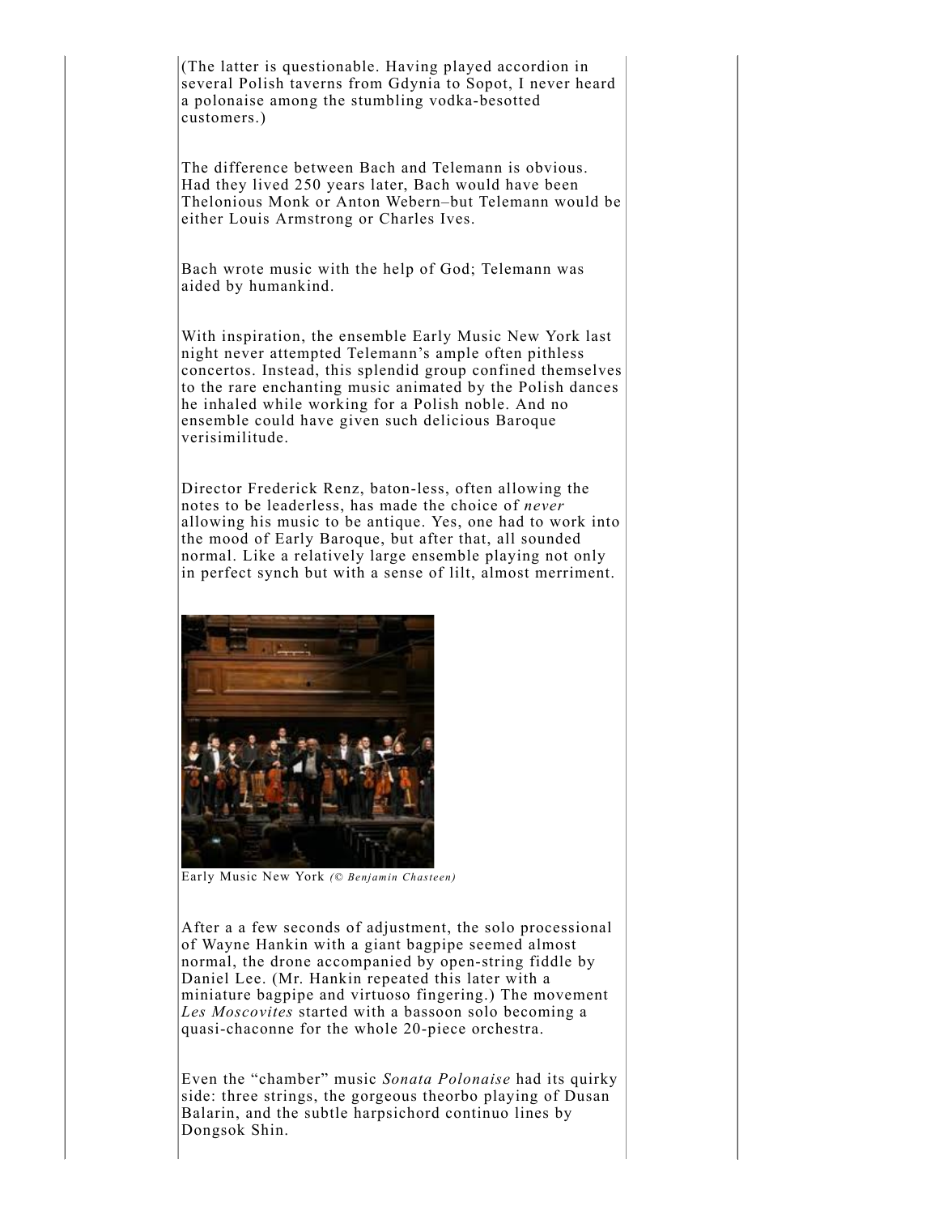(The latter is questionable. Having played accordion in several Polish taverns from Gdynia to Sopot, I never heard a polonaise among the stumbling vodka-besotted customers.)

The difference between Bach and Telemann is obvious. Had they lived 250 years later, Bach would have been Thelonious Monk or Anton Webern–but Telemann would be either Louis Armstrong or Charles Ives.

Bach wrote music with the help of God; Telemann was aided by humankind.

With inspiration, the ensemble Early Music New York last night never attempted Telemann's ample often pithless concertos. Instead, this splendid group confined themselves to the rare enchanting music animated by the Polish dances he inhaled while working for a Polish noble. And no ensemble could have given such delicious Baroque verisimilitude.

Director Frederick Renz, baton-less, often allowing the notes to be leaderless, has made the choice of *never* allowing his music to be antique. Yes, one had to work into the mood of Early Baroque, but after that, all sounded normal. Like a relatively large ensemble playing not only in perfect synch but with a sense of lilt, almost merriment.

Early Music New York *(© Benjamin Chasteen)*

After a a few seconds of adjustment, the solo processional of Wayne Hankin with a giant bagpipe seemed almost normal, the drone accompanied by open-string fiddle by Daniel Lee. (Mr. Hankin repeated this later with a miniature bagpipe and virtuoso fingering.) The movement *Les Moscovites* started with a bassoon solo becoming a quasi-chaconne for the whole 20-piece orchestra.

Even the "chamber" music *Sonata Polonaise* had its quirky side: three strings, the gorgeous theorbo playing of Dusan Balarin, and the subtle harpsichord continuo lines by Dongsok Shin.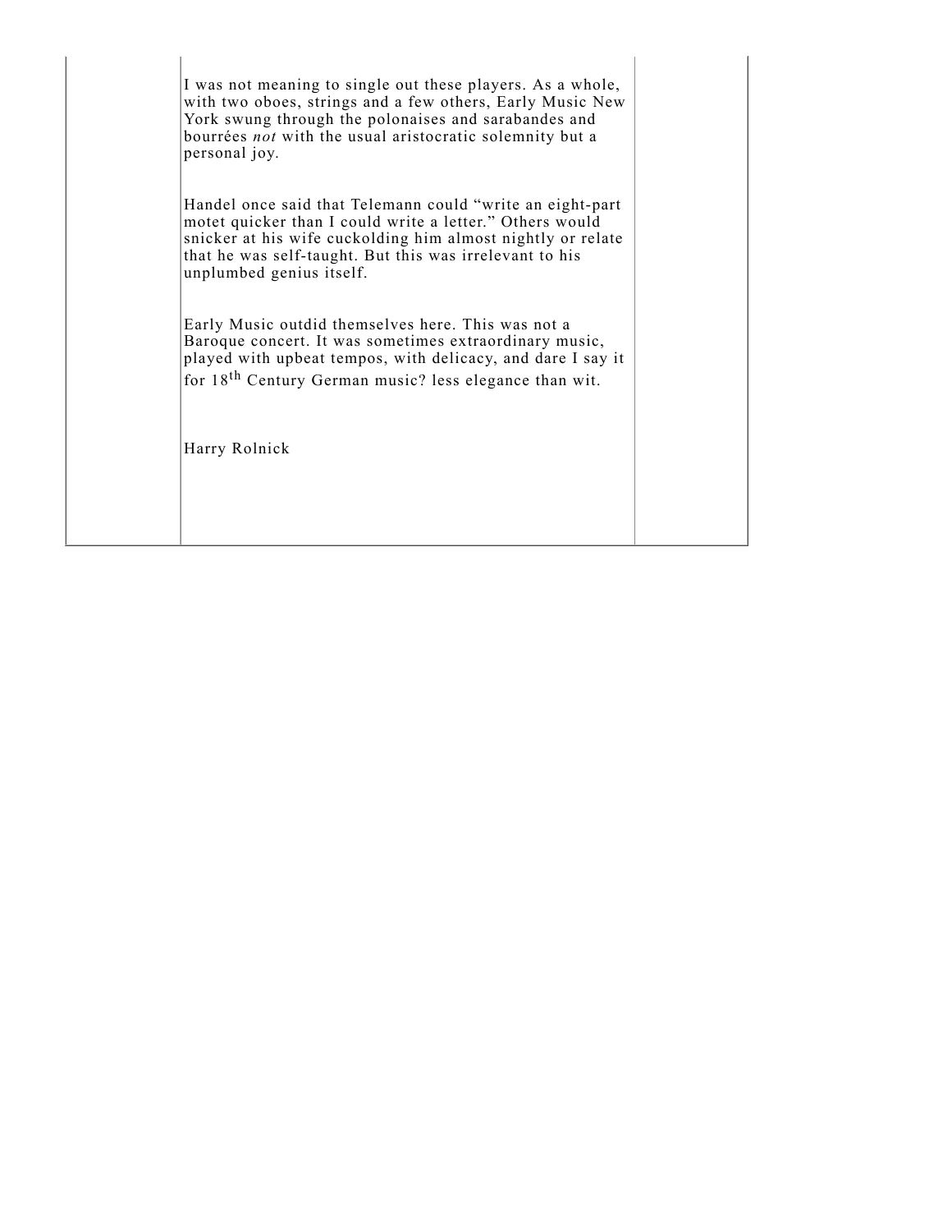I was not meaning to single out these players. As a whole, with two oboes, strings and a few others, Early Music New York swung through the polonaises and sarabandes and bourrées *not* with the usual aristocratic solemnity but a personal joy.

Handel once said that Telemann could "write an eight-part motet quicker than I could write a letter." Others would snicker at his wife cuckolding him almost nightly or relate that he was self-taught. But this was irrelevant to his unplumbed genius itself.

Early Music outdid themselves here. This was not a Baroque concert. It was sometimes extraordinary music, played with upbeat tempos, with delicacy, and dare I say it for 18th Century German music? less elegance than wit.

Harry Rolnick